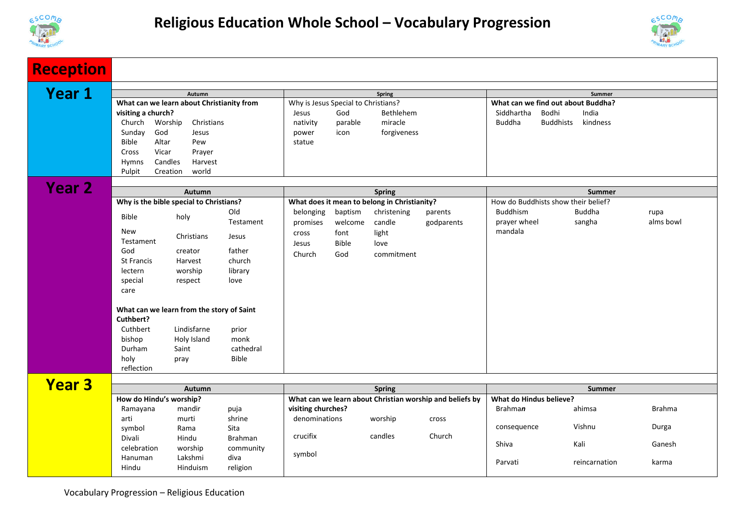# Religious Education Whole School – Vocabulary Progression

## Reception

## Year 1

| Autumn | Spring | Summer |
|---|---|---|
| **What can we learn about Christianity from visiting a church?** | Why is Jesus Special to Christians? | **What can we find out about Buddha?** |
| Church, Worship, Christians, Sunday, God, Jesus, Bible, Altar, Pew, Cross, Vicar, Prayer, Hymns, Candles, Harvest, Pulpit, Creation, world | Jesus, God, Bethlehem, nativity, parable, miracle, power, icon, forgiveness, statue | Siddhartha, Bodhi, India, Buddha, Buddhists, kindness |

## Year 2

| Autumn | Spring | Summer |
|---|---|---|
| **Why is the bible special to Christians?** | **What does it mean to belong in Christianity?** | How do Buddhists show their belief? |
| Bible, holy, Old Testament, New Testament, Christians, Jesus, God, creator, father, St Francis, Harvest, church, lectern, worship, library, special, respect, love, care | belonging, baptism, christening, parents, promises, welcome, candle, godparents, cross, font, light, Jesus, Bible, love, Church, God, commitment | Buddhism, Buddha, rupa, prayer wheel, sangha, alms bowl, mandala |
| **What can we learn from the story of Saint Cuthbert?** | | |
| Cuthbert, Lindisfarne, prior, bishop, Holy Island, monk, Durham, Saint, cathedral, holy, pray, Bible, reflection | | |

## Year 3

| Autumn | Spring | Summer |
|---|---|---|
| **How do Hindu's worship?** | **What can we learn about Christian worship and beliefs by visiting churches?** | **What do Hindus believe?** |
| Ramayana, mandir, puja, arti, murti, shrine, symbol, Rama, Sita, Divali, Hindu, Brahman, celebration, worship, community, Hanuman, Lakshmi, diva, Hindu, Hinduism, religion | denominations, worship, cross, crucifix, candles, Church, symbol | Brahma***n***, ahimsa, Brahma, consequence, Vishnu, Durga, Shiva, Kali, Ganesh, Parvati, reincarnation, karma |

Vocabulary Progression – Religious Education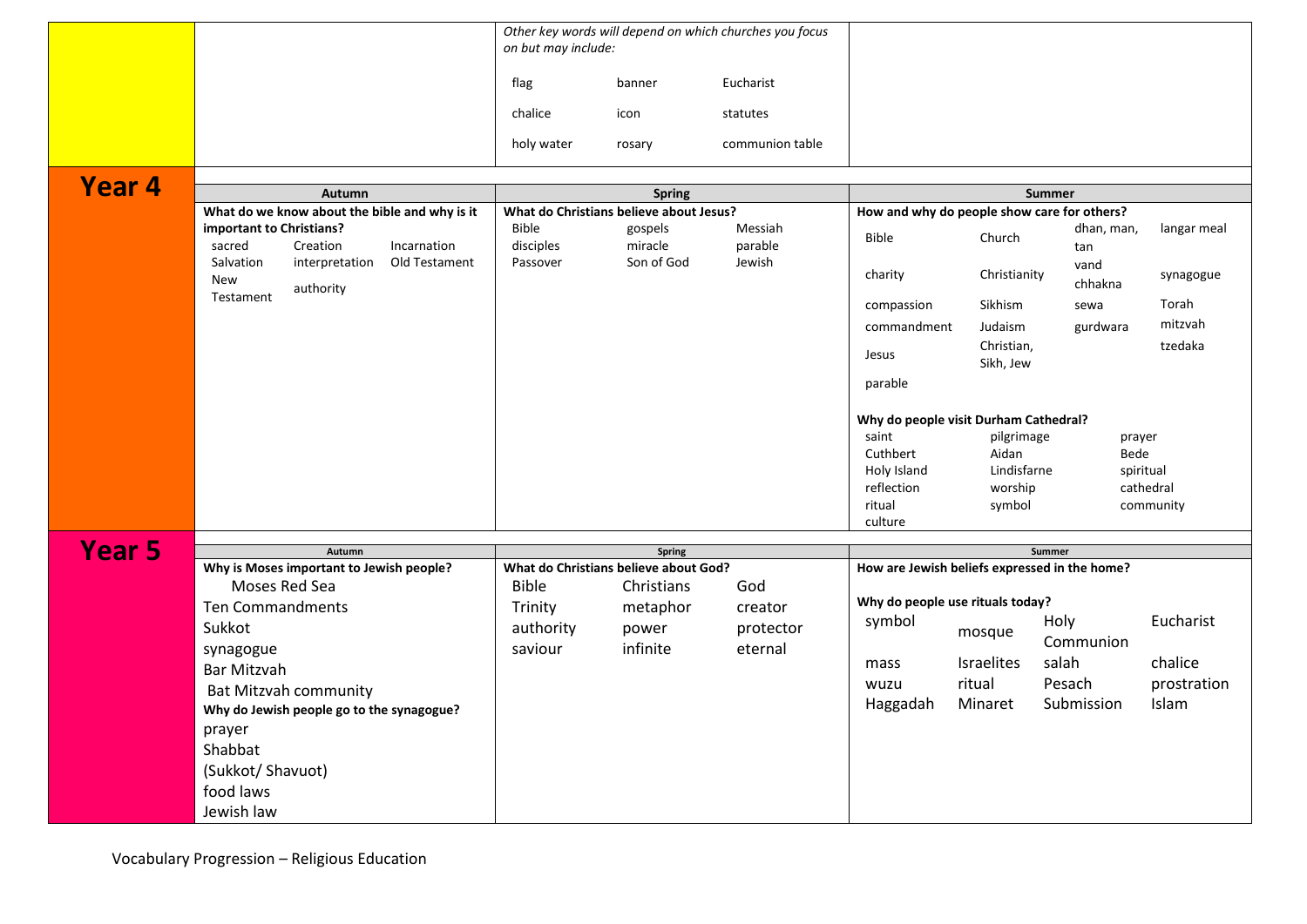| | Autumn | Spring | Summer |
|---|---|---|---|
| | | *Other key words will depend on which churches you focus on but may include:*<br>flag, banner, Eucharist<br>chalice, icon, statutes<br>holy water, rosary, communion table | |
| **Year 4** | **What do we know about the bible and why is it important to Christians?**<br>sacred, Creation, Incarnation<br>Salvation, interpretation, Old Testament<br>New Testament, authority | **What do Christians believe about Jesus?**<br>Bible, gospels, Messiah<br>disciples, miracle, parable<br>Passover, Son of God, Jewish | **How and why do people show care for others?**<br>Bible, Church, dhan, man, tan, langar meal<br>charity, Christianity, vand chhakna, synagogue<br>compassion, Sikhism, sewa, Torah<br>commandment, Judaism, gurdwara, mitzvah<br>Jesus, Christian, Sikh, Jew, tzedaka<br>parable<br><br>**Why do people visit Durham Cathedral?**<br>saint, pilgrimage, prayer<br>Cuthbert, Aidan, Bede<br>Holy Island, Lindisfarne, spiritual<br>reflection, worship, cathedral<br>ritual, symbol, community<br>culture |
| **Year 5** | **Why is Moses important to Jewish people?**<br>Moses Red Sea<br>Ten Commandments<br>Sukkot<br>synagogue<br>Bar Mitzvah<br>Bat Mitzvah community<br>**Why do Jewish people go to the synagogue?**<br>prayer<br>Shabbat<br>(Sukkot/ Shavuot)<br>food laws<br>Jewish law | **What do Christians believe about God?**<br>Bible, Christians, God<br>Trinity, metaphor, creator<br>authority, power, protector<br>saviour, infinite, eternal | **How are Jewish beliefs expressed in the home?**<br><br>**Why do people use rituals today?**<br>symbol, mosque, Holy Communion, Eucharist<br>mass, Israelites, salah, chalice<br>wuzu, ritual, Pesach, prostration<br>Haggadah, Minaret, Submission, Islam |

Vocabulary Progression – Religious Education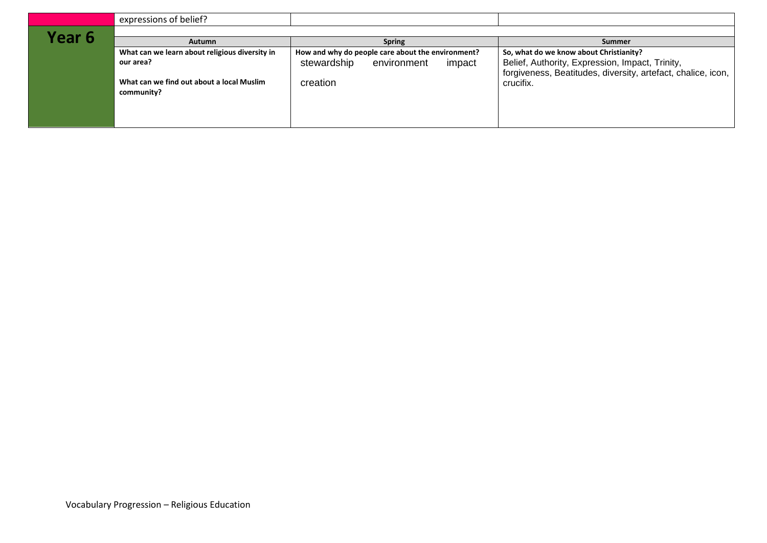| | | | |
|---|---|---|---|
| | expressions of belief? | | |
| **Year 6** | **Autumn** | **Spring** | **Summer** |
| | **What can we learn about religious diversity in our area?**<br><br>**What can we find out about a local Muslim community?** | **How and why do people care about the environment?**<br>stewardship environment impact<br><br>creation | **So, what do we know about Christianity?**<br>Belief, Authority, Expression, Impact, Trinity, forgiveness, Beatitudes, diversity, artefact, chalice, icon, crucifix. |

Vocabulary Progression – Religious Education